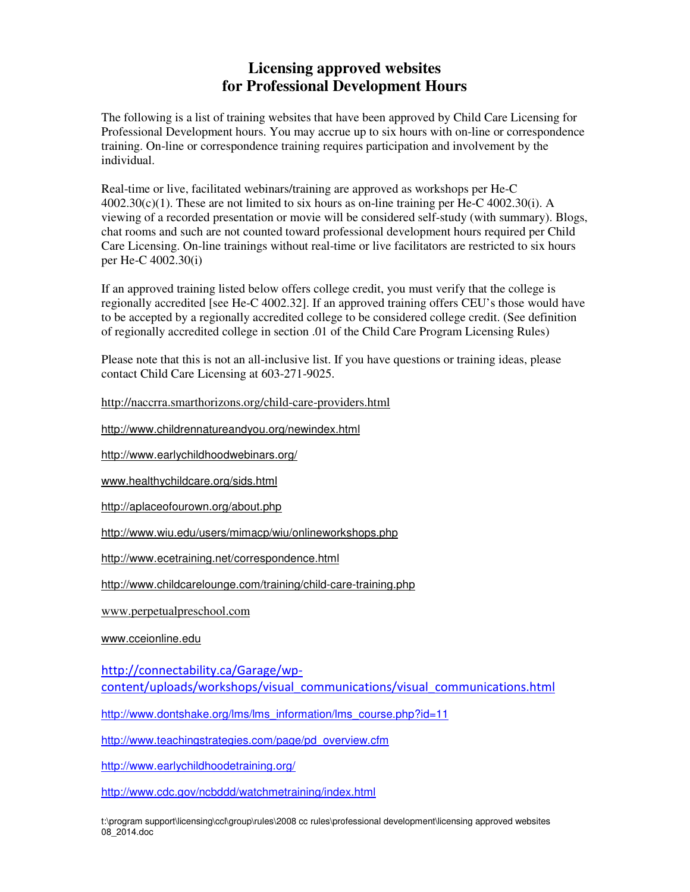# Licensing approved websites for Professional Development Hours

The following is a list of training websites that have been approved by Child Care Licensing for Professional Development hours. You may accrue up to six hours with on-line or correspondence training. On-line or correspondence training requires participation and involvement by the individual.

Real-time or live, facilitated webinars/training are approved as workshops per He-C 4002.30(c)(1). These are not limited to six hours as on-line training per He-C 4002.30(i). A viewing of a recorded presentation or movie will be considered self-study (with summary). Blogs, chat rooms and such are not counted toward professional development hours required per Child Care Licensing. On-line trainings without real-time or live facilitators are restricted to six hours per He-C 4002.30(i)

If an approved training listed below offers college credit, you must verify that the college is regionally accredited [see He-C 4002.32]. If an approved training offers CEU's those would have to be accepted by a regionally accredited college to be considered college credit. (See definition of regionally accredited college in section .01 of the Child Care Program Licensing Rules)

Please note that this is not an all-inclusive list. If you have questions or training ideas, please contact Child Care Licensing at 603-271-9025.

http://naccrra.smarthorizons.org/child-care-providers.html

http://www.childrennatureandyou.org/newindex.html

http://www.earlychildhoodwebinars.org/

www.healthychildcare.org/sids.html

http://aplaceofourown.org/about.php

http://www.wiu.edu/users/mimacp/wiu/onlineworkshops.php

http://www.ecetraining.net/correspondence.html

http://www.childcarelounge.com/training/child-care-training.php

www.perpetualpreschool.com

www.cceionline.edu

http://connectability.ca/Garage/wp-content/uploads/workshops/visual_communications/visual_communications.html

http://www.dontshake.org/lms/lms_information/lms_course.php?id=11

http://www.teachingstrategies.com/page/pd_overview.cfm

http://www.earlychildhoodetraining.org/

http://www.cdc.gov/ncbddd/watchmetraining/index.html

t:\program support\licensing\ccl\group\rules\2008 cc rules\professional development\licensing approved websites 08_2014.doc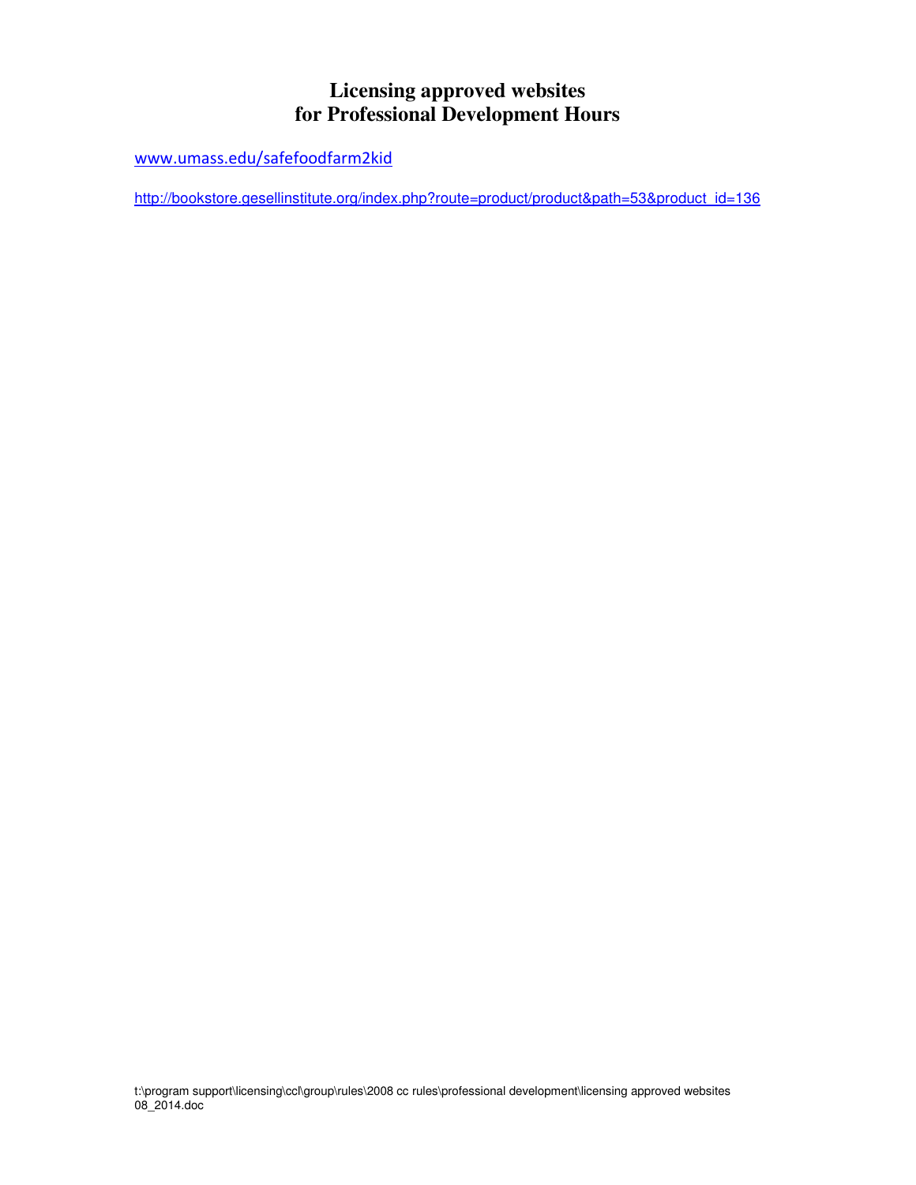# Licensing approved websites for Professional Development Hours

www.umass.edu/safefoodfarm2kid

http://bookstore.gesellinstitute.org/index.php?route=product/product&path=53&product_id=136

t:\program support\licensing\ccl\group\rules\2008 cc rules\professional development\licensing approved websites 08_2014.doc